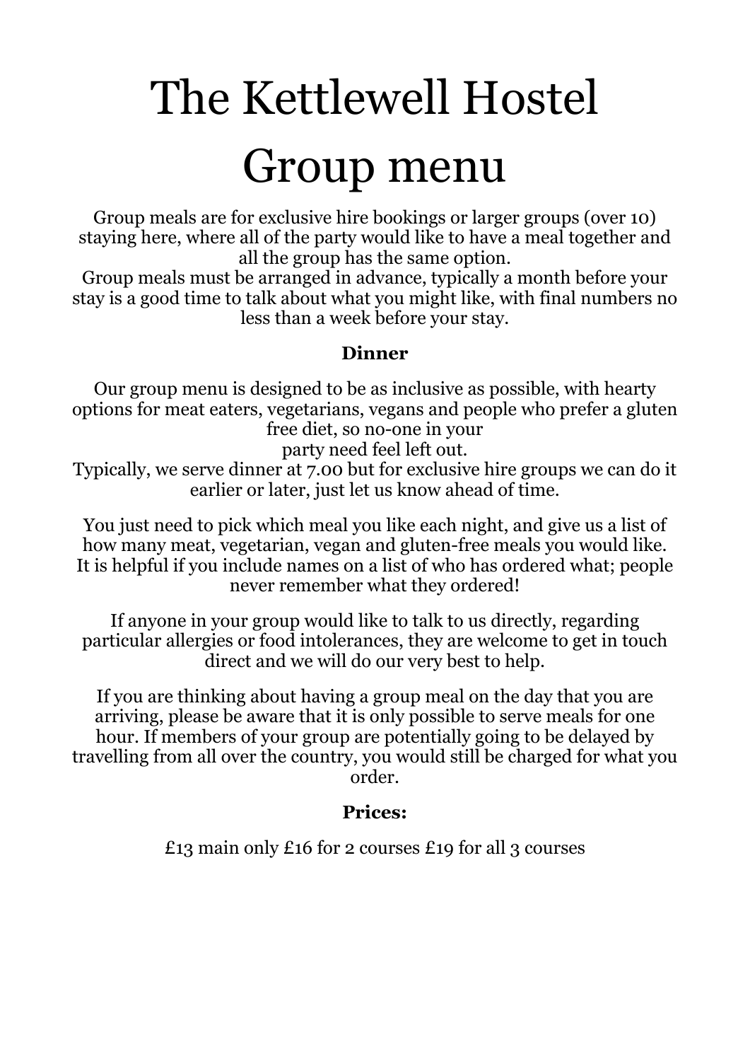# The Kettlewell Hostel Group menu

Group meals are for exclusive hire bookings or larger groups (over 10) staying here, where all of the party would like to have a meal together and all the group has the same option.
Group meals must be arranged in advance, typically a month before your stay is a good time to talk about what you might like, with final numbers no less than a week before your stay.

**Dinner**

Our group menu is designed to be as inclusive as possible, with hearty options for meat eaters, vegetarians, vegans and people who prefer a gluten free diet, so no-one in your party need feel left out.
Typically, we serve dinner at 7.00 but for exclusive hire groups we can do it earlier or later, just let us know ahead of time.

You just need to pick which meal you like each night, and give us a list of how many meat, vegetarian, vegan and gluten-free meals you would like. It is helpful if you include names on a list of who has ordered what; people never remember what they ordered!

If anyone in your group would like to talk to us directly, regarding particular allergies or food intolerances, they are welcome to get in touch direct and we will do our very best to help.

If you are thinking about having a group meal on the day that you are arriving, please be aware that it is only possible to serve meals for one hour. If members of your group are potentially going to be delayed by travelling from all over the country, you would still be charged for what you order.

**Prices:**

£13 main only £16 for 2 courses £19 for all 3 courses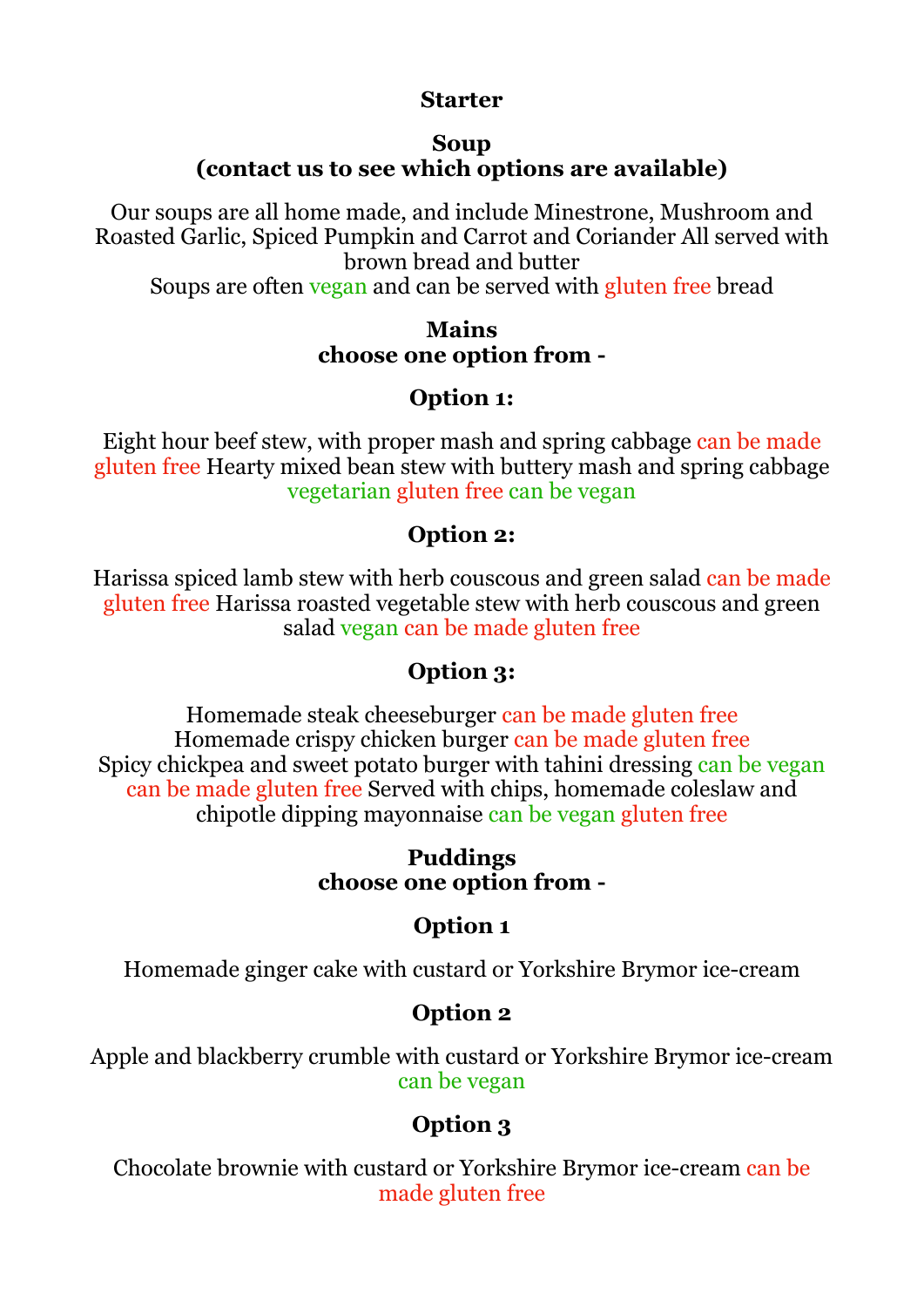## Starter

### Soup
### (contact us to see which options are available)

Our soups are all home made, and include Minestrone, Mushroom and Roasted Garlic, Spiced Pumpkin and Carrot and Coriander All served with brown bread and butter
Soups are often vegan and can be served with gluten free bread

## Mains
### choose one option from -

### Option 1:

Eight hour beef stew, with proper mash and spring cabbage can be made gluten free Hearty mixed bean stew with buttery mash and spring cabbage vegetarian gluten free can be vegan

### Option 2:

Harissa spiced lamb stew with herb couscous and green salad can be made gluten free Harissa roasted vegetable stew with herb couscous and green salad vegan can be made gluten free

### Option 3:

Homemade steak cheeseburger can be made gluten free
Homemade crispy chicken burger can be made gluten free
Spicy chickpea and sweet potato burger with tahini dressing can be vegan can be made gluten free Served with chips, homemade coleslaw and chipotle dipping mayonnaise can be vegan gluten free

## Puddings
### choose one option from -

### Option 1

Homemade ginger cake with custard or Yorkshire Brymor ice-cream

### Option 2

Apple and blackberry crumble with custard or Yorkshire Brymor ice-cream can be vegan

### Option 3

Chocolate brownie with custard or Yorkshire Brymor ice-cream can be made gluten free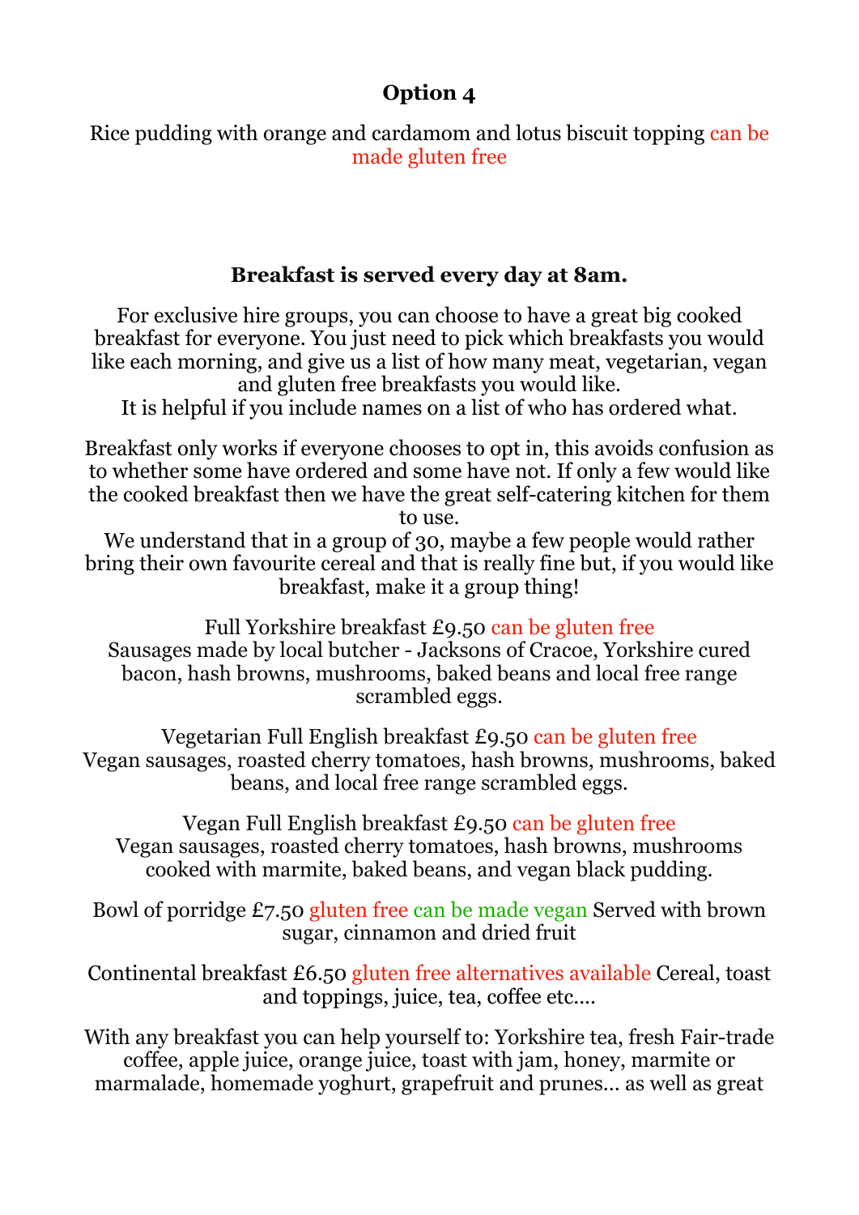**Option 4**

Rice pudding with orange and cardamom and lotus biscuit topping can be made gluten free

**Breakfast is served every day at 8am.**

For exclusive hire groups, you can choose to have a great big cooked breakfast for everyone. You just need to pick which breakfasts you would like each morning, and give us a list of how many meat, vegetarian, vegan and gluten free breakfasts you would like.
It is helpful if you include names on a list of who has ordered what.

Breakfast only works if everyone chooses to opt in, this avoids confusion as to whether some have ordered and some have not. If only a few would like the cooked breakfast then we have the great self-catering kitchen for them to use.
We understand that in a group of 30, maybe a few people would rather bring their own favourite cereal and that is really fine but, if you would like breakfast, make it a group thing!

Full Yorkshire breakfast £9.50 can be gluten free
Sausages made by local butcher - Jacksons of Cracoe, Yorkshire cured bacon, hash browns, mushrooms, baked beans and local free range scrambled eggs.

Vegetarian Full English breakfast £9.50 can be gluten free
Vegan sausages, roasted cherry tomatoes, hash browns, mushrooms, baked beans, and local free range scrambled eggs.

Vegan Full English breakfast £9.50 can be gluten free
Vegan sausages, roasted cherry tomatoes, hash browns, mushrooms cooked with marmite, baked beans, and vegan black pudding.

Bowl of porridge £7.50 gluten free can be made vegan Served with brown sugar, cinnamon and dried fruit

Continental breakfast £6.50 gluten free alternatives available Cereal, toast and toppings, juice, tea, coffee etc....

With any breakfast you can help yourself to: Yorkshire tea, fresh Fair-trade coffee, apple juice, orange juice, toast with jam, honey, marmite or marmalade, homemade yoghurt, grapefruit and prunes... as well as great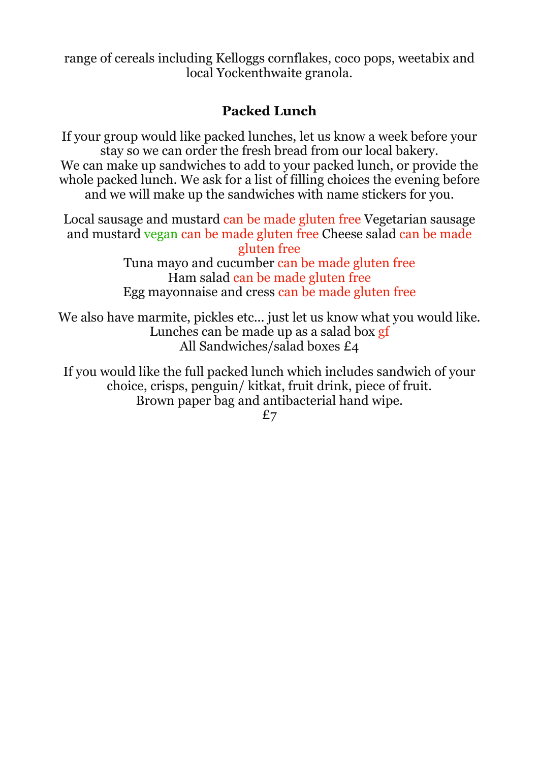range of cereals including Kelloggs cornflakes, coco pops, weetabix and local Yockenthwaite granola.

## Packed Lunch

If your group would like packed lunches, let us know a week before your stay so we can order the fresh bread from our local bakery.
We can make up sandwiches to add to your packed lunch, or provide the whole packed lunch. We ask for a list of filling choices the evening before and we will make up the sandwiches with name stickers for you.

Local sausage and mustard can be made gluten free Vegetarian sausage and mustard vegan can be made gluten free Cheese salad can be made gluten free
Tuna mayo and cucumber can be made gluten free
Ham salad can be made gluten free
Egg mayonnaise and cress can be made gluten free

We also have marmite, pickles etc… just let us know what you would like.
Lunches can be made up as a salad box gf
All Sandwiches/salad boxes £4

If you would like the full packed lunch which includes sandwich of your choice, crisps, penguin/ kitkat, fruit drink, piece of fruit.
Brown paper bag and antibacterial hand wipe.
£7